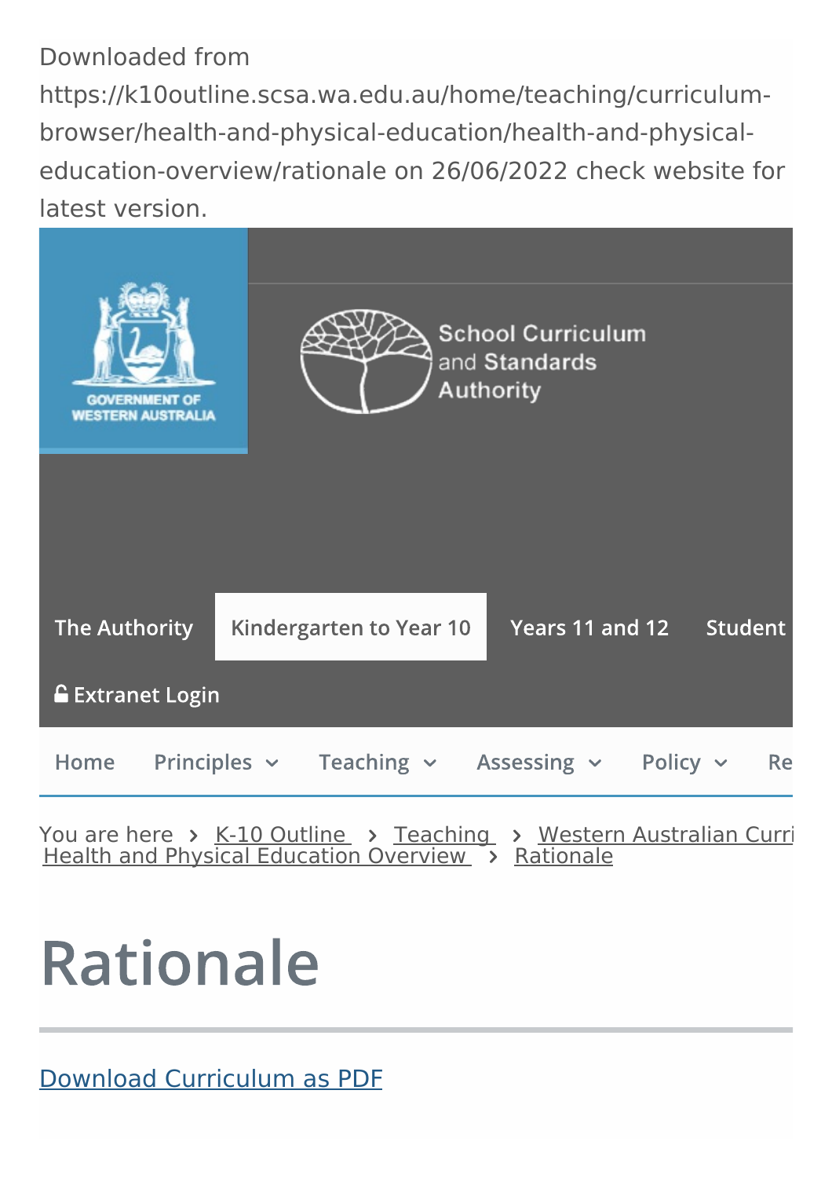Downloaded from https://k10outline.scsa.wa.edu.au/home/teaching/curriculum-browser/health-and-physical-education/health-and-physical-education-overview/rationale on 26/06/2022 check website for latest version.

GOVERNMENT OF WESTERN AUSTRALIA

School Curriculum and Standards Authority

The Authority | Kindergarten to Year 10 | Years 11 and 12 | Student

Extranet Login

Home | Principles | Teaching | Assessing | Policy | Re

You are here > K-10 Outline > Teaching > Western Australian Curri Health and Physical Education Overview > Rationale

# Rationale

Download Curriculum as PDF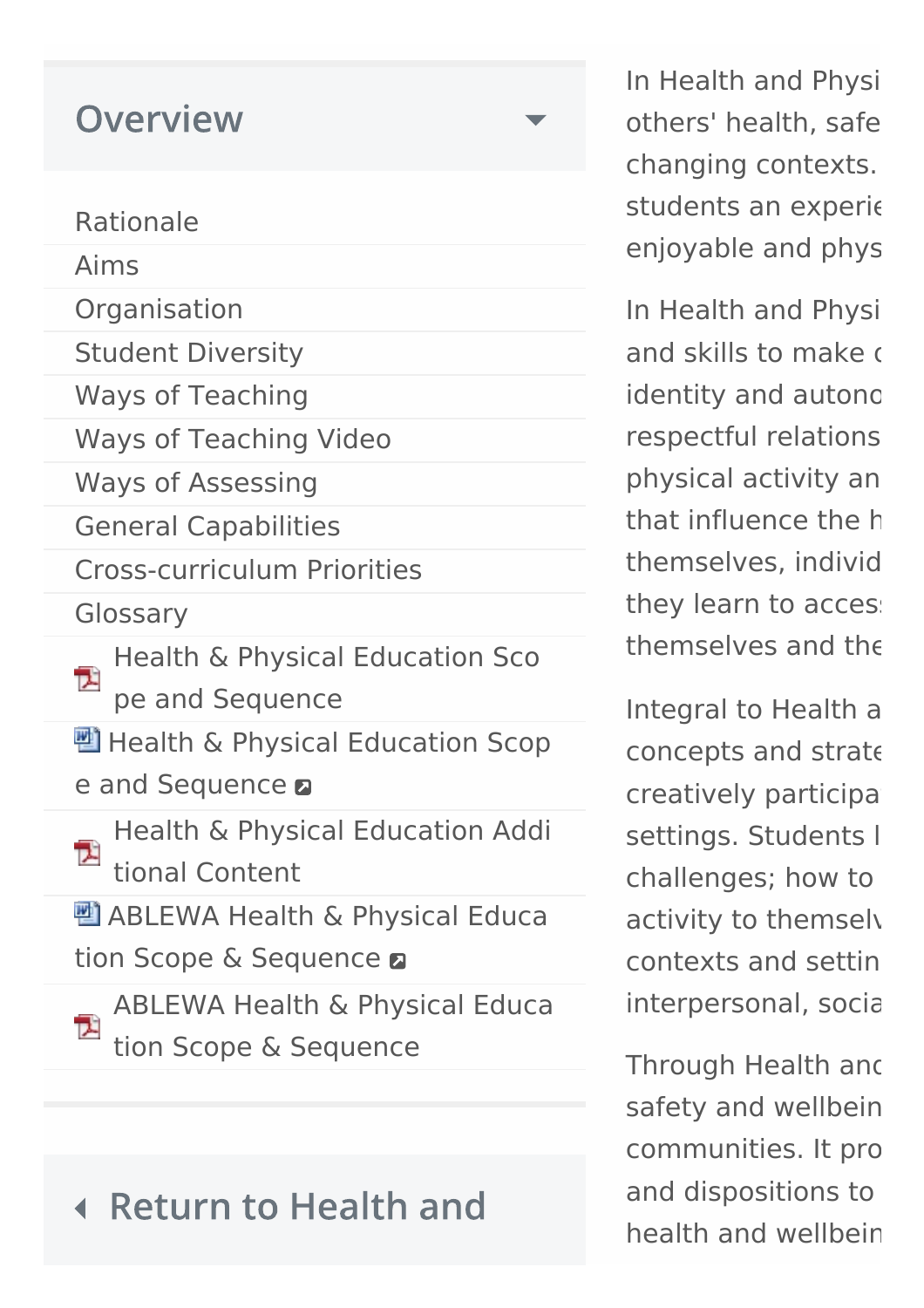## Overview

- Rationale
- Aims
- Organisation
- Student Diversity
- Ways of Teaching
- Ways of Teaching Video
- Ways of Assessing
- General Capabilities
- Cross-curriculum Priorities
- Glossary
- Health & Physical Education Scope and Sequence
- Health & Physical Education Scope and Sequence
- Health & Physical Education Additional Content
- ABLEWA Health & Physical Education Scope & Sequence
- ABLEWA Health & Physical Education Scope & Sequence

Return to Health and

In Health and Physi
others' health, safe
changing contexts.
students an experie
enjoyable and phys

In Health and Physi
and skills to make c
identity and autono
respectful relations
physical activity an
that influence the h
themselves, individ
they learn to acces
themselves and the

Integral to Health a
concepts and strate
creatively participa
settings. Students l
challenges; how to
activity to themselv
contexts and settin
interpersonal, socia

Through Health and
safety and wellbein
communities. It pro
and dispositions to
health and wellbein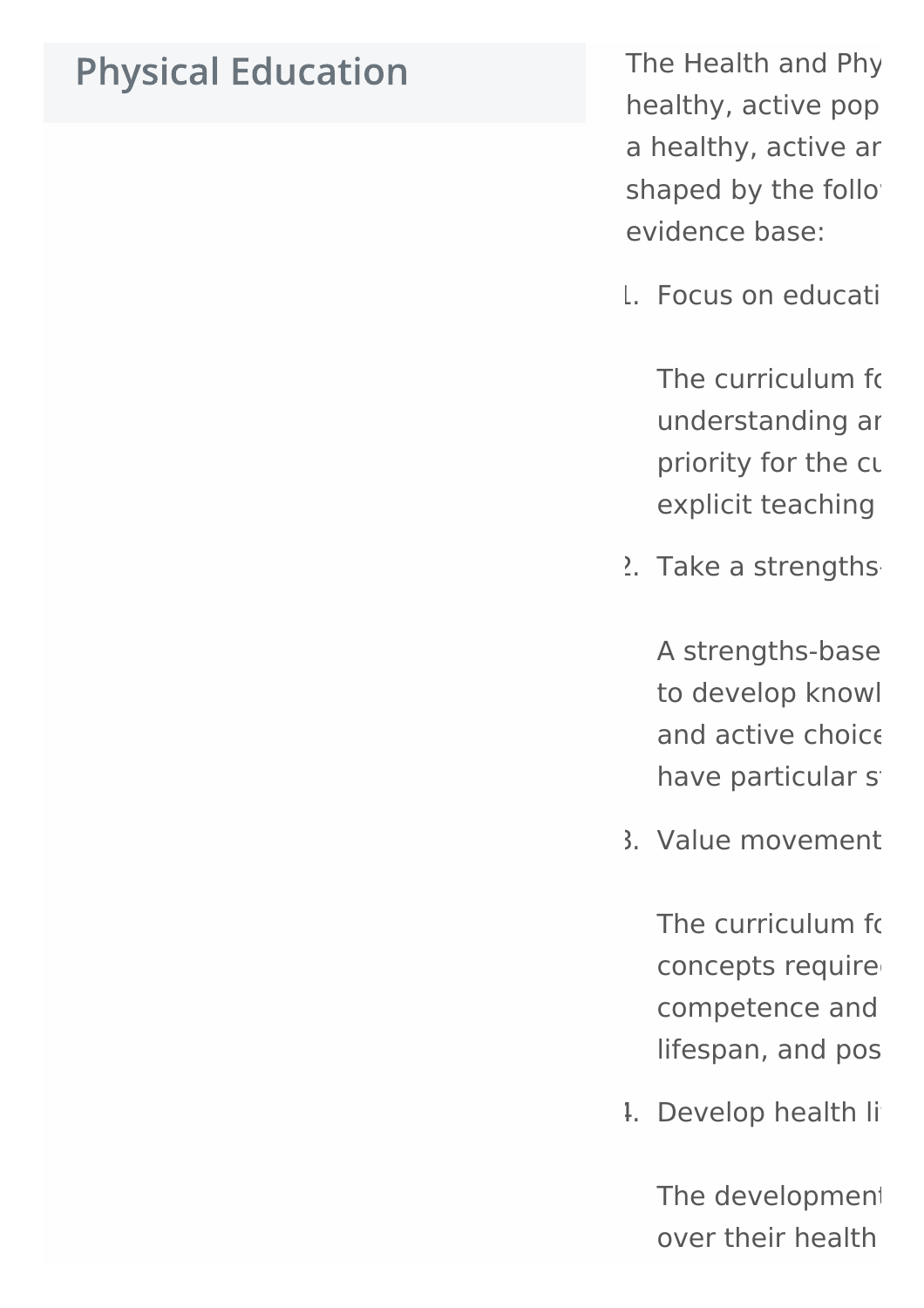# Physical Education

The Health and Phy
healthy, active pop
a healthy, active ar
shaped by the follo
evidence base:

1. Focus on educati

   The curriculum fo
   understanding ar
   priority for the cu
   explicit teaching

2. Take a strengths-

   A strengths-base
   to develop knowl
   and active choice
   have particular s

3. Value movement

   The curriculum fo
   concepts require
   competence and
   lifespan, and pos

4. Develop health li

   The development
   over their health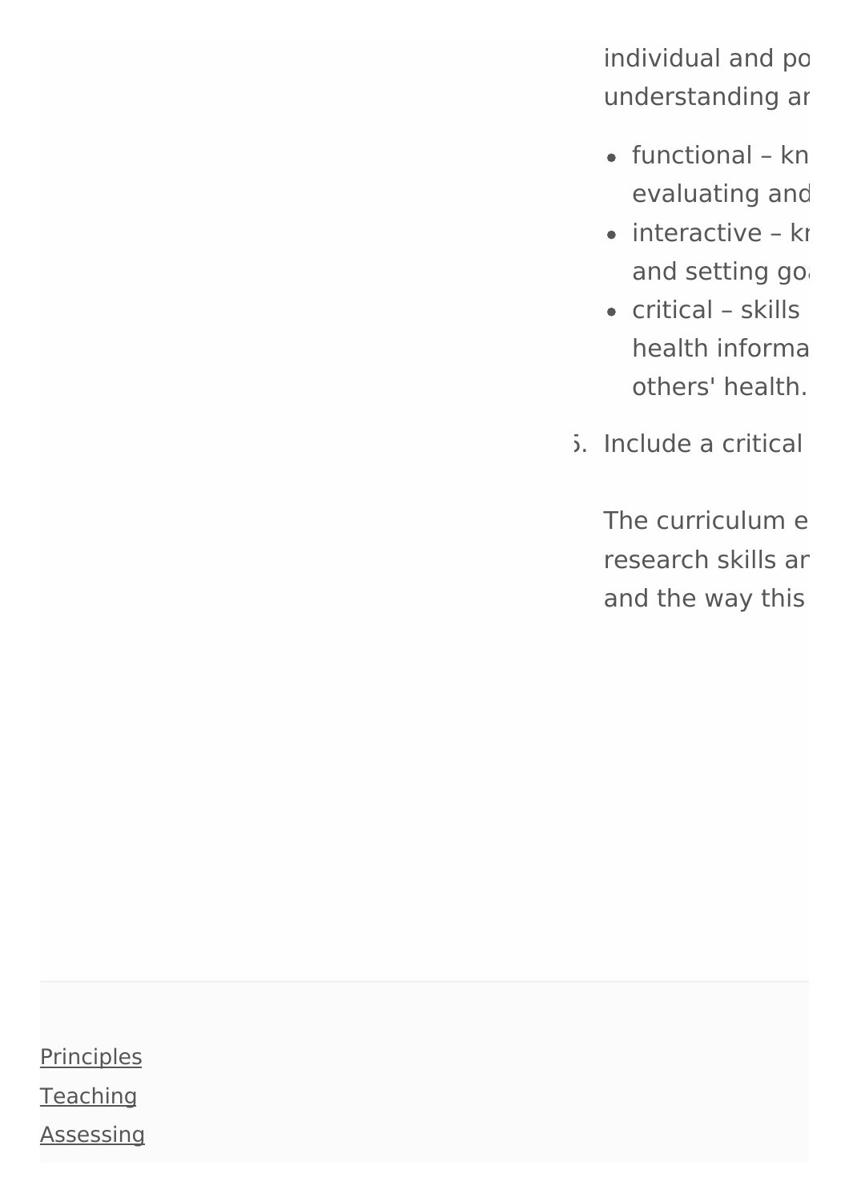individual and po
understanding ar

- functional – kn
  evaluating and
- interactive – kr
  and setting go
- critical – skills
  health informa
  others' health.

5. Include a critical

   The curriculum e
   research skills ar
   and the way this

[Principles](#)
[Teaching](#)
[Assessing](#)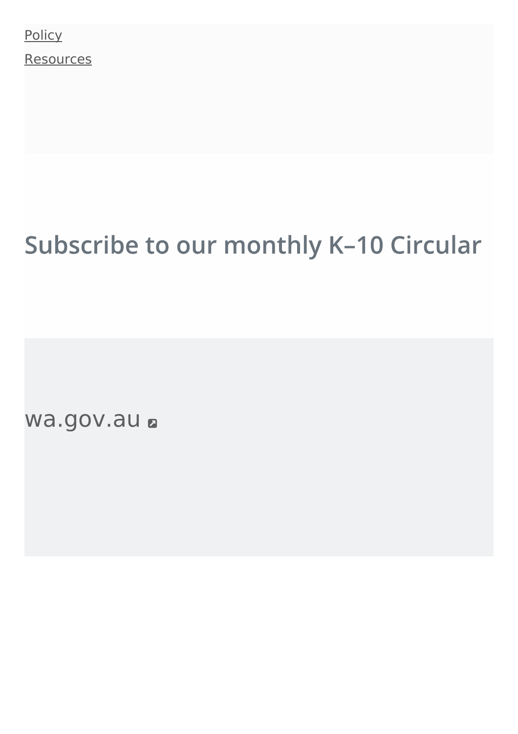Policy

Resources

## Subscribe to our monthly K–10 Circular

wa.gov.au